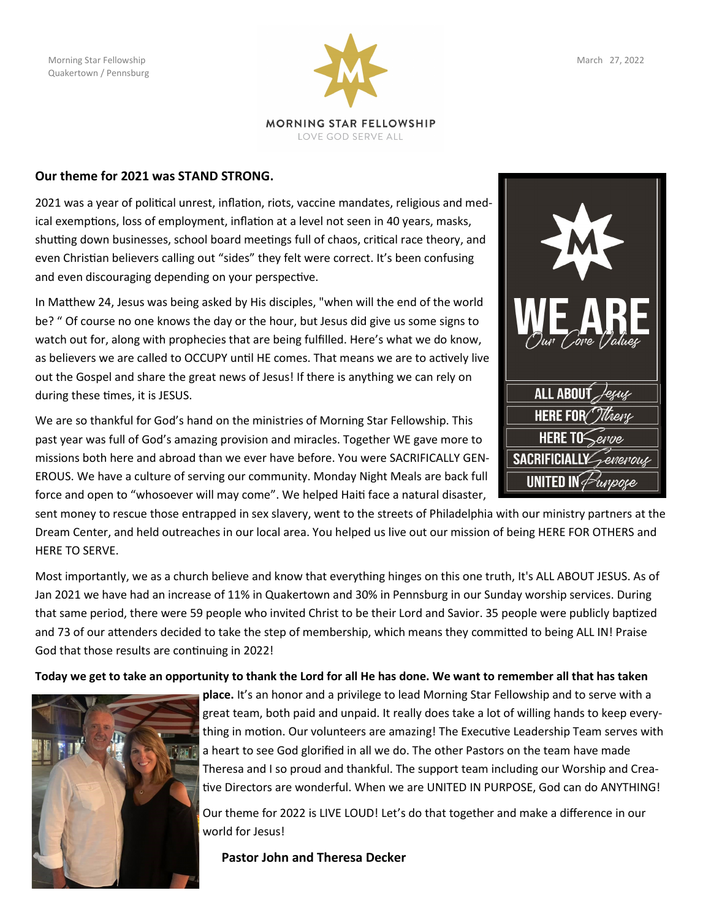Morning Star Fellowship
Quakertown / Pennsburg

MORNING STAR FELLOWSHIP
LOVE GOD SERVE ALL

March 27, 2022

**Our theme for 2021 was STAND STRONG.**

2021 was a year of political unrest, inflation, riots, vaccine mandates, religious and medical exemptions, loss of employment, inflation at a level not seen in 40 years, masks, shutting down businesses, school board meetings full of chaos, critical race theory, and even Christian believers calling out "sides" they felt were correct. It's been confusing and even discouraging depending on your perspective.

In Matthew 24, Jesus was being asked by His disciples, "when will the end of the world be? " Of course no one knows the day or the hour, but Jesus did give us some signs to watch out for, along with prophecies that are being fulfilled. Here's what we do know, as believers we are called to OCCUPY until HE comes. That means we are to actively live out the Gospel and share the great news of Jesus! If there is anything we can rely on during these times, it is JESUS.

WE ARE
Our Core Values

ALL ABOUT Jesus
HERE FOR Others
HERE TO Serve
SACRIFICIALLY Generous
UNITED IN Purpose

We are so thankful for God's hand on the ministries of Morning Star Fellowship. This past year was full of God's amazing provision and miracles. Together WE gave more to missions both here and abroad than we ever have before. You were SACRIFICALLY GENEROUS. We have a culture of serving our community. Monday Night Meals are back full force and open to "whosoever will may come". We helped Haiti face a natural disaster, sent money to rescue those entrapped in sex slavery, went to the streets of Philadelphia with our ministry partners at the Dream Center, and held outreaches in our local area. You helped us live out our mission of being HERE FOR OTHERS and HERE TO SERVE.

Most importantly, we as a church believe and know that everything hinges on this one truth, It's ALL ABOUT JESUS. As of Jan 2021 we have had an increase of 11% in Quakertown and 30% in Pennsburg in our Sunday worship services. During that same period, there were 59 people who invited Christ to be their Lord and Savior. 35 people were publicly baptized and 73 of our attenders decided to take the step of membership, which means they committed to being ALL IN! Praise God that those results are continuing in 2022!

**Today we get to take an opportunity to thank the Lord for all He has done. We want to remember all that has taken place.** It's an honor and a privilege to lead Morning Star Fellowship and to serve with a great team, both paid and unpaid. It really does take a lot of willing hands to keep everything in motion. Our volunteers are amazing! The Executive Leadership Team serves with a heart to see God glorified in all we do. The other Pastors on the team have made Theresa and I so proud and thankful. The support team including our Worship and Creative Directors are wonderful. When we are UNITED IN PURPOSE, God can do ANYTHING!

Our theme for 2022 is LIVE LOUD! Let's do that together and make a difference in our world for Jesus!

**Pastor John and Theresa Decker**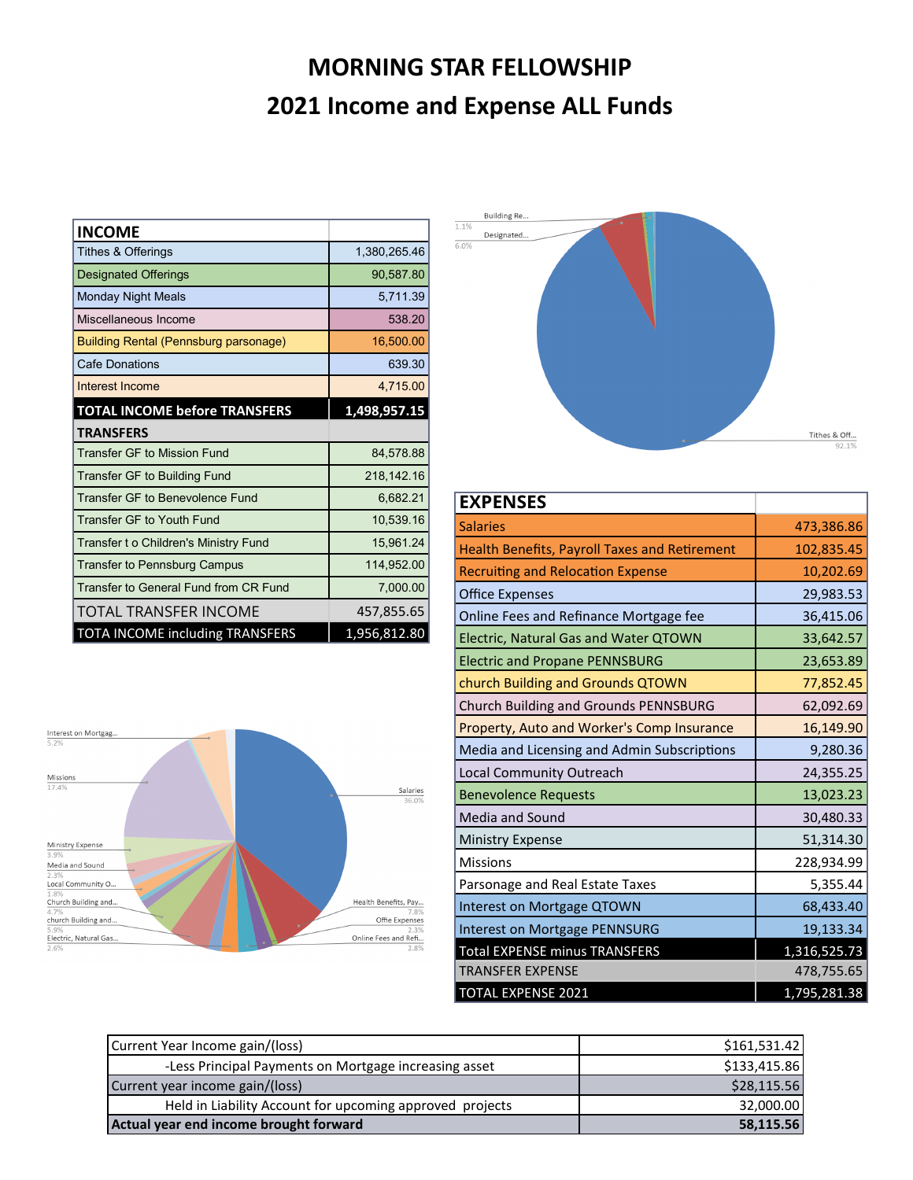# MORNING STAR FELLOWSHIP

# 2021 Income and Expense ALL Funds

| INCOME | |
|---|---|
| Tithes & Offerings | 1,380,265.46 |
| Designated Offerings | 90,587.80 |
| Monday Night Meals | 5,711.39 |
| Miscellaneous Income | 538.20 |
| Building Rental (Pennsburg parsonage) | 16,500.00 |
| Cafe Donations | 639.30 |
| Interest Income | 4,715.00 |
| **TOTAL INCOME before TRANSFERS** | **1,498,957.15** |
| **TRANSFERS** | |
| Transfer GF to Mission Fund | 84,578.88 |
| Transfer GF to Building Fund | 218,142.16 |
| Transfer GF to Benevolence Fund | 6,682.21 |
| Transfer GF to Youth Fund | 10,539.16 |
| Transfer t o Children's Ministry Fund | 15,961.24 |
| Transfer to Pennsburg Campus | 114,952.00 |
| Transfer to General Fund from CR Fund | 7,000.00 |
| TOTAL TRANSFER INCOME | 457,855.65 |
| TOTA INCOME including TRANSFERS | 1,956,812.80 |

Building Re...
1.1%
Designated...
6.0%
Tithes & Off...
92.1%

| EXPENSES | |
|---|---|
| Salaries | 473,386.86 |
| Health Benefits, Payroll Taxes and Retirement | 102,835.45 |
| Recruiting and Relocation Expense | 10,202.69 |
| Office Expenses | 29,983.53 |
| Online Fees and Refinance Mortgage fee | 36,415.06 |
| Electric, Natural Gas and Water QTOWN | 33,642.57 |
| Electric and Propane PENNSBURG | 23,653.89 |
| church Building and Grounds QTOWN | 77,852.45 |
| Church Building and Grounds PENNSBURG | 62,092.69 |
| Property, Auto and Worker's Comp Insurance | 16,149.90 |
| Media and Licensing and Admin Subscriptions | 9,280.36 |
| Local Community Outreach | 24,355.25 |
| Benevolence Requests | 13,023.23 |
| Media and Sound | 30,480.33 |
| Ministry Expense | 51,314.30 |
| Missions | 228,934.99 |
| Parsonage and Real Estate Taxes | 5,355.44 |
| Interest on Mortgage QTOWN | 68,433.40 |
| Interest on Mortgage PENNSURG | 19,133.34 |
| Total EXPENSE minus TRANSFERS | 1,316,525.73 |
| TRANSFER EXPENSE | 478,755.65 |
| TOTAL EXPENSE 2021 | 1,795,281.38 |

Interest on Mortgag...
5.2%
Missions
17.4%
Ministry Expense
3.9%
Media and Sound
2.3%
Local Community O...
1.8%
Church Building and...
4.7%
church Building and...
5.9%
Electric, Natural Gas...
2.6%
Salaries
36.0%
Health Benefits, Pay...
7.8%
Offie Expenses
2.3%
Online Fees and Refi...
2.8%

| | |
|---|---|
| Current Year Income gain/(loss) | $161,531.42 |
| -Less Principal Payments on Mortgage increasing asset | $133,415.86 |
| Current year income gain/(loss) | $28,115.56 |
| Held in Liability Account for upcoming approved projects | 32,000.00 |
| **Actual year end income brought forward** | **58,115.56** |